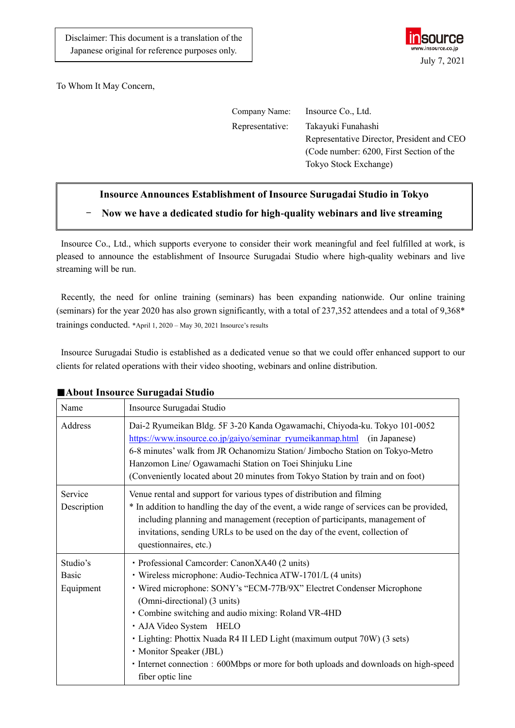Disclaimer: This document is a translation of the Japanese original for reference purposes only.

insource
www.insource.co.jp

July 7, 2021

To Whom It May Concern,

Company Name: Insource Co., Ltd.
Representative: Takayuki Funahashi
Representative Director, President and CEO
(Code number: 6200, First Section of the Tokyo Stock Exchange)

**Insource Announces Establishment of Insource Surugadai Studio in Tokyo**

**－ Now we have a dedicated studio for high-quality webinars and live streaming**

Insource Co., Ltd., which supports everyone to consider their work meaningful and feel fulfilled at work, is pleased to announce the establishment of Insource Surugadai Studio where high-quality webinars and live streaming will be run.

Recently, the need for online training (seminars) has been expanding nationwide. Our online training (seminars) for the year 2020 has also grown significantly, with a total of 237,352 attendees and a total of 9,368* trainings conducted. *April 1, 2020 – May 30, 2021 Insource's results

Insource Surugadai Studio is established as a dedicated venue so that we could offer enhanced support to our clients for related operations with their video shooting, webinars and online distribution.

**■About Insource Surugadai Studio**

| Name | Insource Surugadai Studio |
|---|---|
| Address | Dai-2 Ryumeikan Bldg. 5F 3-20 Kanda Ogawamachi, Chiyoda-ku. Tokyo 101-0052<br>https://www.insource.co.jp/gaiyo/seminar_ryumeikanmap.html (in Japanese)<br>6-8 minutes' walk from JR Ochanomizu Station/ Jimbocho Station on Tokyo-Metro Hanzomon Line/ Ogawamachi Station on Toei Shinjuku Line<br>(Conveniently located about 20 minutes from Tokyo Station by train and on foot) |
| Service Description | Venue rental and support for various types of distribution and filming<br>* In addition to handling the day of the event, a wide range of services can be provided, including planning and management (reception of participants, management of invitations, sending URLs to be used on the day of the event, collection of questionnaires, etc.) |
| Studio's Basic Equipment | ・Professional Camcorder: CanonXA40 (2 units)<br>・Wireless microphone: Audio-Technica ATW-1701/L (4 units)<br>・Wired microphone: SONY's "ECM-77B/9X" Electret Condenser Microphone (Omni-directional) (3 units)<br>・Combine switching and audio mixing: Roland VR-4HD<br>・AJA Video System HELO<br>・Lighting: Phottix Nuada R4 II LED Light (maximum output 70W) (3 sets)<br>・Monitor Speaker (JBL)<br>・Internet connection：600Mbps or more for both uploads and downloads on high-speed fiber optic line |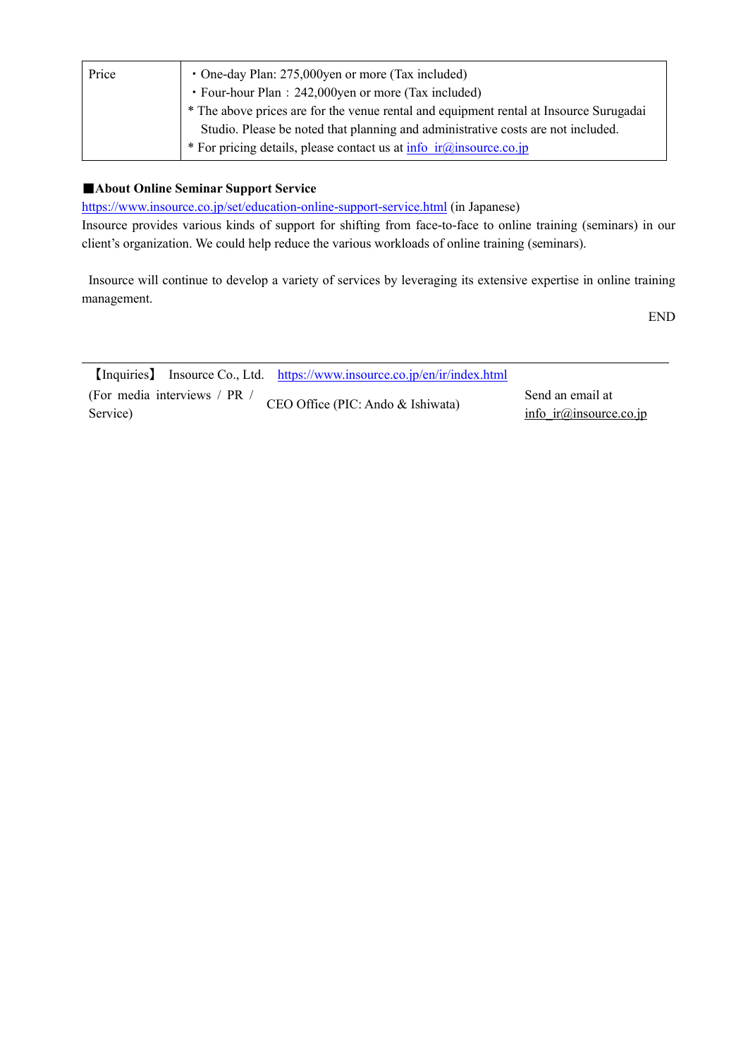| | |
|---|---|
| Price | ・One-day Plan: 275,000yen or more (Tax included)<br>・Four-hour Plan：242,000yen or more (Tax included)<br>* The above prices are for the venue rental and equipment rental at Insource Surugadai Studio. Please be noted that planning and administrative costs are not included.<br>* For pricing details, please contact us at info_ir@insource.co.jp |

**■About Online Seminar Support Service**

https://www.insource.co.jp/set/education-online-support-service.html (in Japanese)

Insource provides various kinds of support for shifting from face-to-face to online training (seminars) in our client's organization. We could help reduce the various workloads of online training (seminars).

Insource will continue to develop a variety of services by leveraging its extensive expertise in online training management.

END

| | | |
|---|---|---|
| 【Inquiries】 | Insource Co., Ltd. https://www.insource.co.jp/en/ir/index.html | |
| (For media interviews / PR / Service) | CEO Office (PIC: Ando & Ishiwata) | Send an email at info_ir@insource.co.jp |